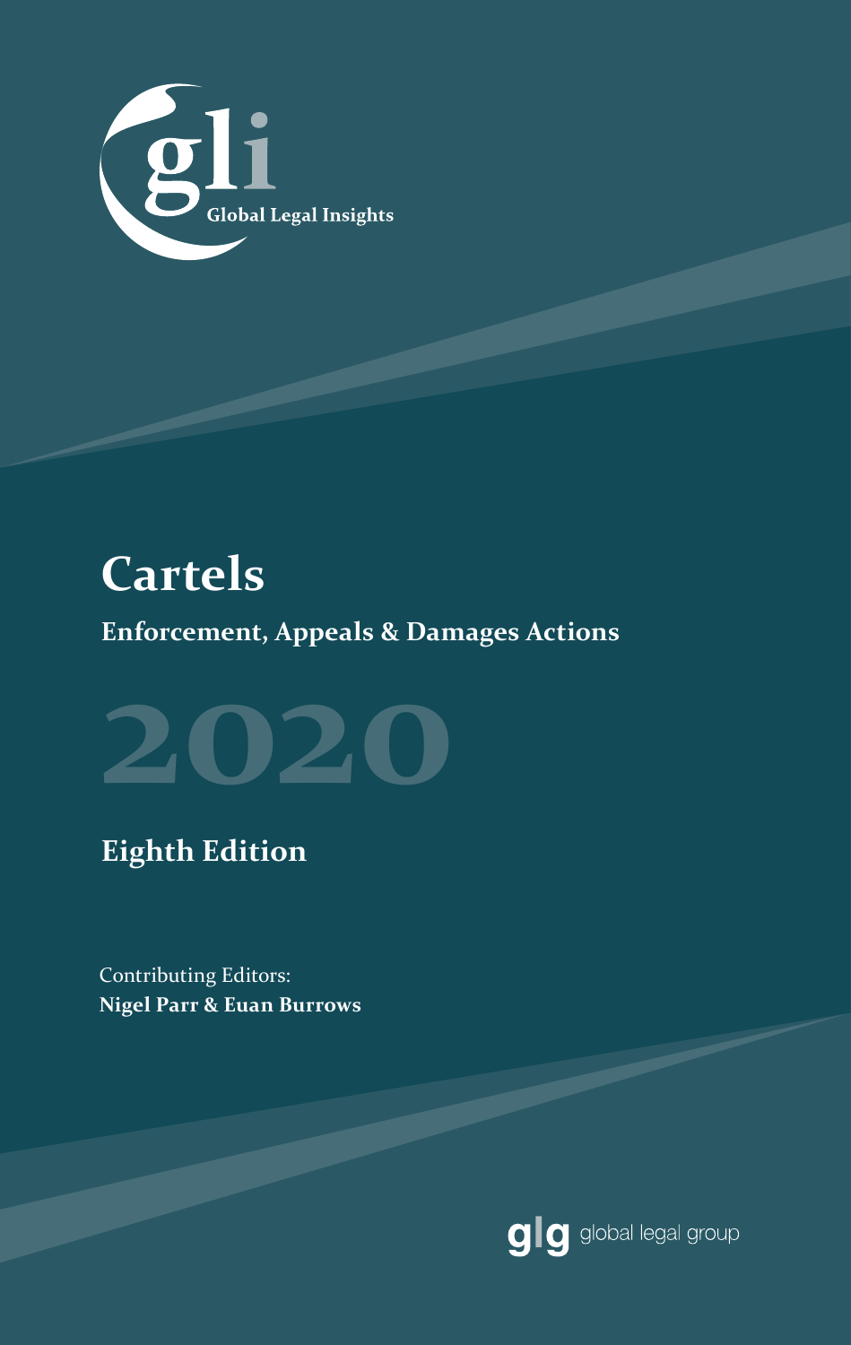gli Global Legal Insights

# Cartels

## Enforcement, Appeals & Damages Actions

# 2020

## Eighth Edition

Contributing Editors:
**Nigel Parr & Euan Burrows**

glg global legal group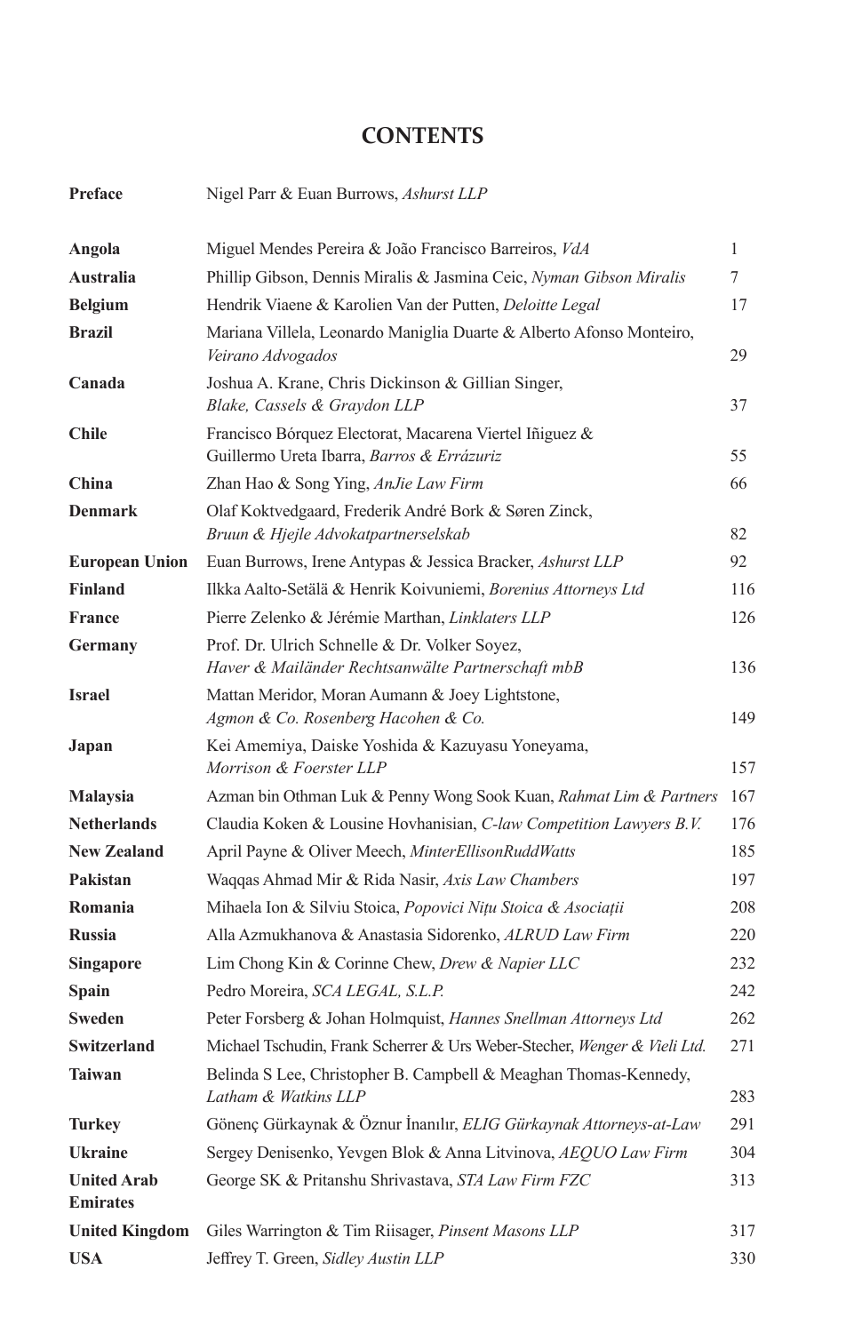# CONTENTS

| | | |
|---|---|---|
| **Preface** | Nigel Parr & Euan Burrows, *Ashurst LLP* | |
| **Angola** | Miguel Mendes Pereira & João Francisco Barreiros, *VdA* | 1 |
| **Australia** | Phillip Gibson, Dennis Miralis & Jasmina Ceic, *Nyman Gibson Miralis* | 7 |
| **Belgium** | Hendrik Viaene & Karolien Van der Putten, *Deloitte Legal* | 17 |
| **Brazil** | Mariana Villela, Leonardo Maniglia Duarte & Alberto Afonso Monteiro, *Veirano Advogados* | 29 |
| **Canada** | Joshua A. Krane, Chris Dickinson & Gillian Singer, *Blake, Cassels & Graydon LLP* | 37 |
| **Chile** | Francisco Bórquez Electorat, Macarena Viertel Iñiguez & Guillermo Ureta Ibarra, *Barros & Errázuriz* | 55 |
| **China** | Zhan Hao & Song Ying, *AnJie Law Firm* | 66 |
| **Denmark** | Olaf Koktvedgaard, Frederik André Bork & Søren Zinck, *Bruun & Hjejle Advokatpartnerselskab* | 82 |
| **European Union** | Euan Burrows, Irene Antypas & Jessica Bracker, *Ashurst LLP* | 92 |
| **Finland** | Ilkka Aalto-Setälä & Henrik Koivuniemi, *Borenius Attorneys Ltd* | 116 |
| **France** | Pierre Zelenko & Jérémie Marthan, *Linklaters LLP* | 126 |
| **Germany** | Prof. Dr. Ulrich Schnelle & Dr. Volker Soyez, *Haver & Mailänder Rechtsanwälte Partnerschaft mbB* | 136 |
| **Israel** | Mattan Meridor, Moran Aumann & Joey Lightstone, *Agmon & Co. Rosenberg Hacohen & Co.* | 149 |
| **Japan** | Kei Amemiya, Daiske Yoshida & Kazuyasu Yoneyama, *Morrison & Foerster LLP* | 157 |
| **Malaysia** | Azman bin Othman Luk & Penny Wong Sook Kuan, *Rahmat Lim & Partners* | 167 |
| **Netherlands** | Claudia Koken & Lousine Hovhanisian, *C-law Competition Lawyers B.V.* | 176 |
| **New Zealand** | April Payne & Oliver Meech, *MinterEllisonRuddWatts* | 185 |
| **Pakistan** | Waqqas Ahmad Mir & Rida Nasir, *Axis Law Chambers* | 197 |
| **Romania** | Mihaela Ion & Silviu Stoica, *Popovici Nițu Stoica & Asociații* | 208 |
| **Russia** | Alla Azmukhanova & Anastasia Sidorenko, *ALRUD Law Firm* | 220 |
| **Singapore** | Lim Chong Kin & Corinne Chew, *Drew & Napier LLC* | 232 |
| **Spain** | Pedro Moreira, *SCA LEGAL, S.L.P.* | 242 |
| **Sweden** | Peter Forsberg & Johan Holmquist, *Hannes Snellman Attorneys Ltd* | 262 |
| **Switzerland** | Michael Tschudin, Frank Scherrer & Urs Weber-Stecher, *Wenger & Vieli Ltd.* | 271 |
| **Taiwan** | Belinda S Lee, Christopher B. Campbell & Meaghan Thomas-Kennedy, *Latham & Watkins LLP* | 283 |
| **Turkey** | Gönenç Gürkaynak & Öznur İnanılır, *ELIG Gürkaynak Attorneys-at-Law* | 291 |
| **Ukraine** | Sergey Denisenko, Yevgen Blok & Anna Litvinova, *AEQUO Law Firm* | 304 |
| **United Arab Emirates** | George SK & Pritanshu Shrivastava, *STA Law Firm FZC* | 313 |
| **United Kingdom** | Giles Warrington & Tim Riisager, *Pinsent Masons LLP* | 317 |
| **USA** | Jeffrey T. Green, *Sidley Austin LLP* | 330 |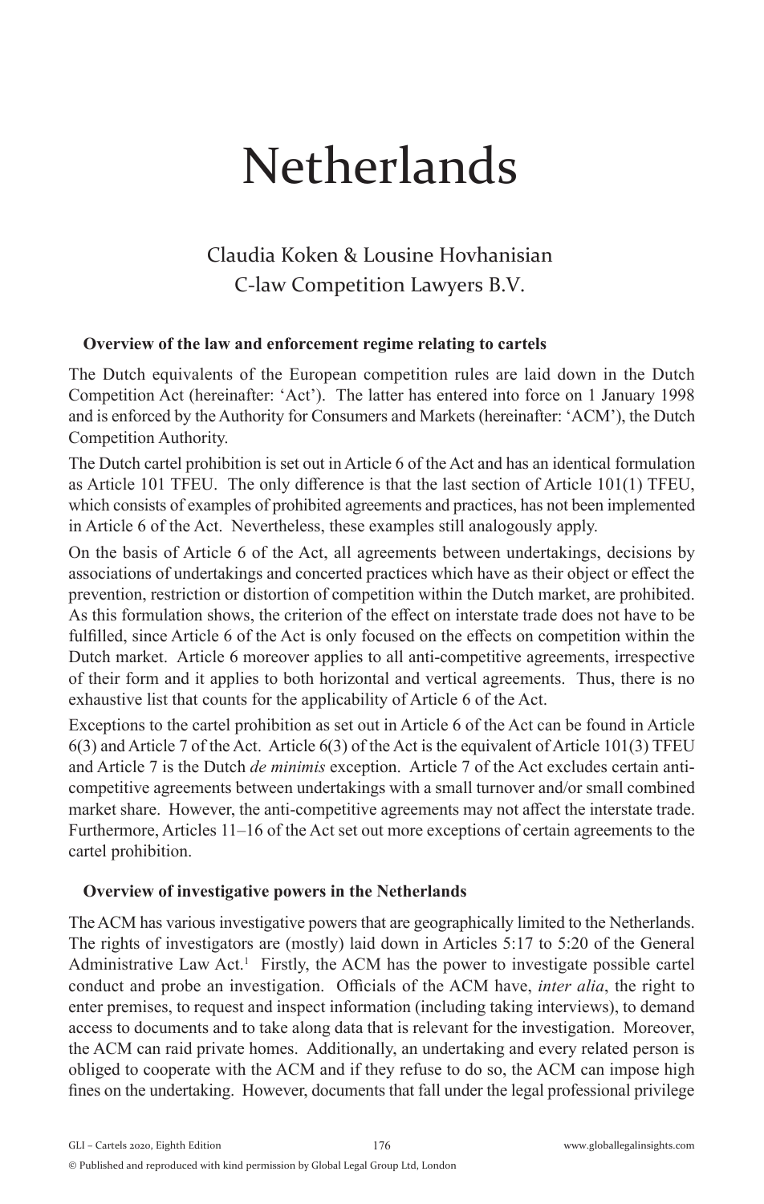# Netherlands

Claudia Koken & Lousine Hovhanisian
C-law Competition Lawyers B.V.

### Overview of the law and enforcement regime relating to cartels

The Dutch equivalents of the European competition rules are laid down in the Dutch Competition Act (hereinafter: 'Act'). The latter has entered into force on 1 January 1998 and is enforced by the Authority for Consumers and Markets (hereinafter: 'ACM'), the Dutch Competition Authority.

The Dutch cartel prohibition is set out in Article 6 of the Act and has an identical formulation as Article 101 TFEU. The only difference is that the last section of Article 101(1) TFEU, which consists of examples of prohibited agreements and practices, has not been implemented in Article 6 of the Act. Nevertheless, these examples still analogously apply.

On the basis of Article 6 of the Act, all agreements between undertakings, decisions by associations of undertakings and concerted practices which have as their object or effect the prevention, restriction or distortion of competition within the Dutch market, are prohibited. As this formulation shows, the criterion of the effect on interstate trade does not have to be fulfilled, since Article 6 of the Act is only focused on the effects on competition within the Dutch market. Article 6 moreover applies to all anti-competitive agreements, irrespective of their form and it applies to both horizontal and vertical agreements. Thus, there is no exhaustive list that counts for the applicability of Article 6 of the Act.

Exceptions to the cartel prohibition as set out in Article 6 of the Act can be found in Article 6(3) and Article 7 of the Act. Article 6(3) of the Act is the equivalent of Article 101(3) TFEU and Article 7 is the Dutch *de minimis* exception. Article 7 of the Act excludes certain anti-competitive agreements between undertakings with a small turnover and/or small combined market share. However, the anti-competitive agreements may not affect the interstate trade. Furthermore, Articles 11–16 of the Act set out more exceptions of certain agreements to the cartel prohibition.

### Overview of investigative powers in the Netherlands

The ACM has various investigative powers that are geographically limited to the Netherlands. The rights of investigators are (mostly) laid down in Articles 5:17 to 5:20 of the General Administrative Law Act.[1] Firstly, the ACM has the power to investigate possible cartel conduct and probe an investigation. Officials of the ACM have, *inter alia*, the right to enter premises, to request and inspect information (including taking interviews), to demand access to documents and to take along data that is relevant for the investigation. Moreover, the ACM can raid private homes. Additionally, an undertaking and every related person is obliged to cooperate with the ACM and if they refuse to do so, the ACM can impose high fines on the undertaking. However, documents that fall under the legal professional privilege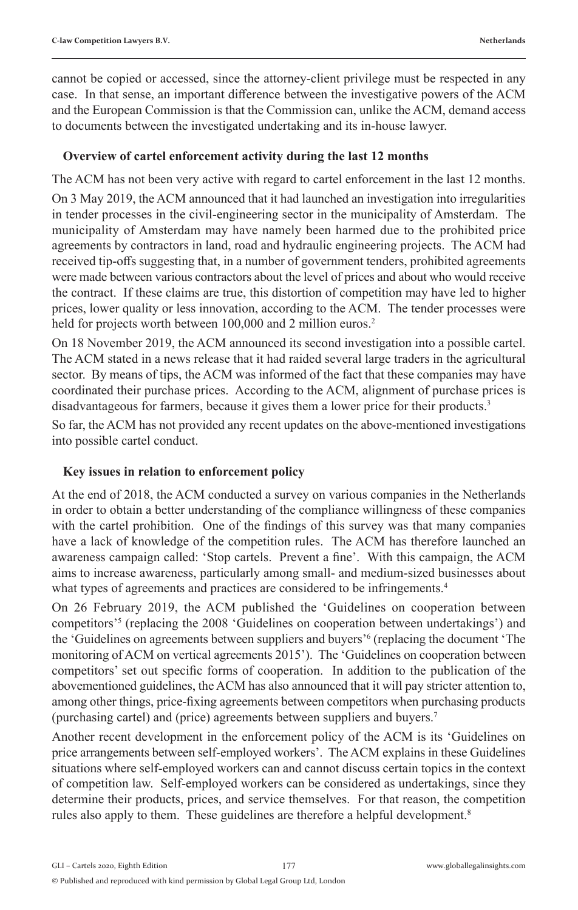cannot be copied or accessed, since the attorney-client privilege must be respected in any case. In that sense, an important difference between the investigative powers of the ACM and the European Commission is that the Commission can, unlike the ACM, demand access to documents between the investigated undertaking and its in-house lawyer.

## Overview of cartel enforcement activity during the last 12 months

The ACM has not been very active with regard to cartel enforcement in the last 12 months.

On 3 May 2019, the ACM announced that it had launched an investigation into irregularities in tender processes in the civil-engineering sector in the municipality of Amsterdam. The municipality of Amsterdam may have namely been harmed due to the prohibited price agreements by contractors in land, road and hydraulic engineering projects. The ACM had received tip-offs suggesting that, in a number of government tenders, prohibited agreements were made between various contractors about the level of prices and about who would receive the contract. If these claims are true, this distortion of competition may have led to higher prices, lower quality or less innovation, according to the ACM. The tender processes were held for projects worth between 100,000 and 2 million euros.[2]

On 18 November 2019, the ACM announced its second investigation into a possible cartel. The ACM stated in a news release that it had raided several large traders in the agricultural sector. By means of tips, the ACM was informed of the fact that these companies may have coordinated their purchase prices. According to the ACM, alignment of purchase prices is disadvantageous for farmers, because it gives them a lower price for their products.[3]

So far, the ACM has not provided any recent updates on the above-mentioned investigations into possible cartel conduct.

## Key issues in relation to enforcement policy

At the end of 2018, the ACM conducted a survey on various companies in the Netherlands in order to obtain a better understanding of the compliance willingness of these companies with the cartel prohibition. One of the findings of this survey was that many companies have a lack of knowledge of the competition rules. The ACM has therefore launched an awareness campaign called: 'Stop cartels. Prevent a fine'. With this campaign, the ACM aims to increase awareness, particularly among small- and medium-sized businesses about what types of agreements and practices are considered to be infringements.[4]

On 26 February 2019, the ACM published the 'Guidelines on cooperation between competitors'[5] (replacing the 2008 'Guidelines on cooperation between undertakings') and the 'Guidelines on agreements between suppliers and buyers'[6] (replacing the document 'The monitoring of ACM on vertical agreements 2015'). The 'Guidelines on cooperation between competitors' set out specific forms of cooperation. In addition to the publication of the abovementioned guidelines, the ACM has also announced that it will pay stricter attention to, among other things, price-fixing agreements between competitors when purchasing products (purchasing cartel) and (price) agreements between suppliers and buyers.[7]

Another recent development in the enforcement policy of the ACM is its 'Guidelines on price arrangements between self-employed workers'. The ACM explains in these Guidelines situations where self-employed workers can and cannot discuss certain topics in the context of competition law. Self-employed workers can be considered as undertakings, since they determine their products, prices, and service themselves. For that reason, the competition rules also apply to them. These guidelines are therefore a helpful development.[8]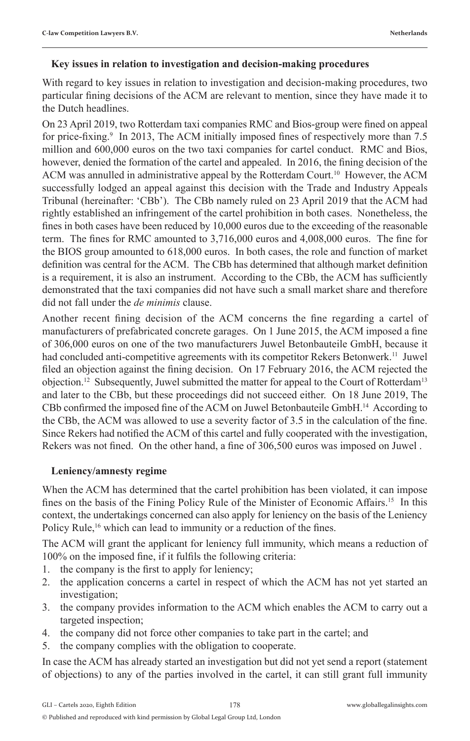### Key issues in relation to investigation and decision-making procedures

With regard to key issues in relation to investigation and decision-making procedures, two particular fining decisions of the ACM are relevant to mention, since they have made it to the Dutch headlines.

On 23 April 2019, two Rotterdam taxi companies RMC and Bios-group were fined on appeal for price-fixing.[9] In 2013, The ACM initially imposed fines of respectively more than 7.5 million and 600,000 euros on the two taxi companies for cartel conduct. RMC and Bios, however, denied the formation of the cartel and appealed. In 2016, the fining decision of the ACM was annulled in administrative appeal by the Rotterdam Court.[10] However, the ACM successfully lodged an appeal against this decision with the Trade and Industry Appeals Tribunal (hereinafter: 'CBb'). The CBb namely ruled on 23 April 2019 that the ACM had rightly established an infringement of the cartel prohibition in both cases. Nonetheless, the fines in both cases have been reduced by 10,000 euros due to the exceeding of the reasonable term. The fines for RMC amounted to 3,716,000 euros and 4,008,000 euros. The fine for the BIOS group amounted to 618,000 euros. In both cases, the role and function of market definition was central for the ACM. The CBb has determined that although market definition is a requirement, it is also an instrument. According to the CBb, the ACM has sufficiently demonstrated that the taxi companies did not have such a small market share and therefore did not fall under the *de minimis* clause.

Another recent fining decision of the ACM concerns the fine regarding a cartel of manufacturers of prefabricated concrete garages. On 1 June 2015, the ACM imposed a fine of 306,000 euros on one of the two manufacturers Juwel Betonbauteile GmbH, because it had concluded anti-competitive agreements with its competitor Rekers Betonwerk.[11] Juwel filed an objection against the fining decision. On 17 February 2016, the ACM rejected the objection.[12] Subsequently, Juwel submitted the matter for appeal to the Court of Rotterdam[13] and later to the CBb, but these proceedings did not succeed either. On 18 June 2019, The CBb confirmed the imposed fine of the ACM on Juwel Betonbauteile GmbH.[14] According to the CBb, the ACM was allowed to use a severity factor of 3.5 in the calculation of the fine. Since Rekers had notified the ACM of this cartel and fully cooperated with the investigation, Rekers was not fined. On the other hand, a fine of 306,500 euros was imposed on Juwel .

### Leniency/amnesty regime

When the ACM has determined that the cartel prohibition has been violated, it can impose fines on the basis of the Fining Policy Rule of the Minister of Economic Affairs.[15] In this context, the undertakings concerned can also apply for leniency on the basis of the Leniency Policy Rule,[16] which can lead to immunity or a reduction of the fines.

The ACM will grant the applicant for leniency full immunity, which means a reduction of 100% on the imposed fine, if it fulfils the following criteria:

1. the company is the first to apply for leniency;
2. the application concerns a cartel in respect of which the ACM has not yet started an investigation;
3. the company provides information to the ACM which enables the ACM to carry out a targeted inspection;
4. the company did not force other companies to take part in the cartel; and
5. the company complies with the obligation to cooperate.

In case the ACM has already started an investigation but did not yet send a report (statement of objections) to any of the parties involved in the cartel, it can still grant full immunity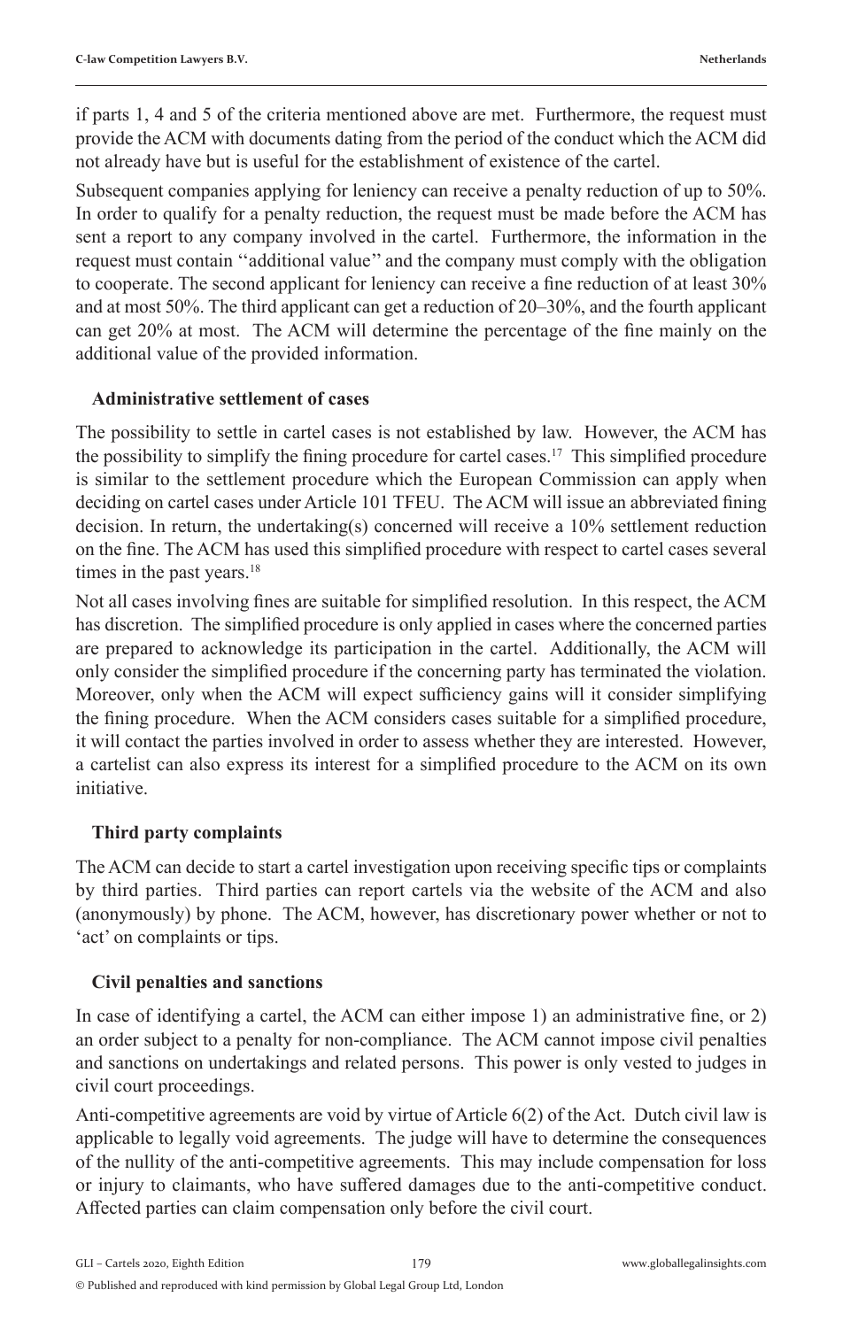if parts 1, 4 and 5 of the criteria mentioned above are met. Furthermore, the request must provide the ACM with documents dating from the period of the conduct which the ACM did not already have but is useful for the establishment of existence of the cartel.

Subsequent companies applying for leniency can receive a penalty reduction of up to 50%. In order to qualify for a penalty reduction, the request must be made before the ACM has sent a report to any company involved in the cartel. Furthermore, the information in the request must contain ''additional value'' and the company must comply with the obligation to cooperate. The second applicant for leniency can receive a fine reduction of at least 30% and at most 50%. The third applicant can get a reduction of 20–30%, and the fourth applicant can get 20% at most. The ACM will determine the percentage of the fine mainly on the additional value of the provided information.

### Administrative settlement of cases

The possibility to settle in cartel cases is not established by law. However, the ACM has the possibility to simplify the fining procedure for cartel cases.[17] This simplified procedure is similar to the settlement procedure which the European Commission can apply when deciding on cartel cases under Article 101 TFEU. The ACM will issue an abbreviated fining decision. In return, the undertaking(s) concerned will receive a 10% settlement reduction on the fine. The ACM has used this simplified procedure with respect to cartel cases several times in the past years.[18]

Not all cases involving fines are suitable for simplified resolution. In this respect, the ACM has discretion. The simplified procedure is only applied in cases where the concerned parties are prepared to acknowledge its participation in the cartel. Additionally, the ACM will only consider the simplified procedure if the concerning party has terminated the violation. Moreover, only when the ACM will expect sufficiency gains will it consider simplifying the fining procedure. When the ACM considers cases suitable for a simplified procedure, it will contact the parties involved in order to assess whether they are interested. However, a cartelist can also express its interest for a simplified procedure to the ACM on its own initiative.

### Third party complaints

The ACM can decide to start a cartel investigation upon receiving specific tips or complaints by third parties. Third parties can report cartels via the website of the ACM and also (anonymously) by phone. The ACM, however, has discretionary power whether or not to 'act' on complaints or tips.

### Civil penalties and sanctions

In case of identifying a cartel, the ACM can either impose 1) an administrative fine, or 2) an order subject to a penalty for non-compliance. The ACM cannot impose civil penalties and sanctions on undertakings and related persons. This power is only vested to judges in civil court proceedings.

Anti-competitive agreements are void by virtue of Article 6(2) of the Act. Dutch civil law is applicable to legally void agreements. The judge will have to determine the consequences of the nullity of the anti-competitive agreements. This may include compensation for loss or injury to claimants, who have suffered damages due to the anti-competitive conduct. Affected parties can claim compensation only before the civil court.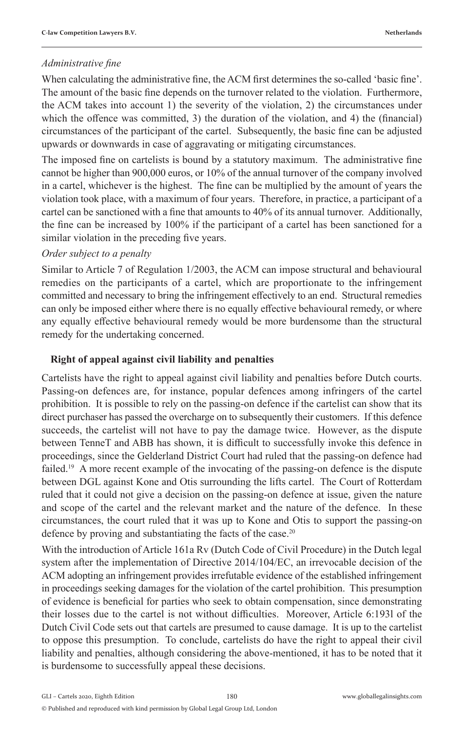*Administrative fine*

When calculating the administrative fine, the ACM first determines the so-called 'basic fine'. The amount of the basic fine depends on the turnover related to the violation. Furthermore, the ACM takes into account 1) the severity of the violation, 2) the circumstances under which the offence was committed, 3) the duration of the violation, and 4) the (financial) circumstances of the participant of the cartel. Subsequently, the basic fine can be adjusted upwards or downwards in case of aggravating or mitigating circumstances.

The imposed fine on cartelists is bound by a statutory maximum. The administrative fine cannot be higher than 900,000 euros, or 10% of the annual turnover of the company involved in a cartel, whichever is the highest. The fine can be multiplied by the amount of years the violation took place, with a maximum of four years. Therefore, in practice, a participant of a cartel can be sanctioned with a fine that amounts to 40% of its annual turnover. Additionally, the fine can be increased by 100% if the participant of a cartel has been sanctioned for a similar violation in the preceding five years.

*Order subject to a penalty*

Similar to Article 7 of Regulation 1/2003, the ACM can impose structural and behavioural remedies on the participants of a cartel, which are proportionate to the infringement committed and necessary to bring the infringement effectively to an end. Structural remedies can only be imposed either where there is no equally effective behavioural remedy, or where any equally effective behavioural remedy would be more burdensome than the structural remedy for the undertaking concerned.

## Right of appeal against civil liability and penalties

Cartelists have the right to appeal against civil liability and penalties before Dutch courts. Passing-on defences are, for instance, popular defences among infringers of the cartel prohibition. It is possible to rely on the passing-on defence if the cartelist can show that its direct purchaser has passed the overcharge on to subsequently their customers. If this defence succeeds, the cartelist will not have to pay the damage twice. However, as the dispute between TenneT and ABB has shown, it is difficult to successfully invoke this defence in proceedings, since the Gelderland District Court had ruled that the passing-on defence had failed.[19] A more recent example of the invocating of the passing-on defence is the dispute between DGL against Kone and Otis surrounding the lifts cartel. The Court of Rotterdam ruled that it could not give a decision on the passing-on defence at issue, given the nature and scope of the cartel and the relevant market and the nature of the defence. In these circumstances, the court ruled that it was up to Kone and Otis to support the passing-on defence by proving and substantiating the facts of the case.[20]

With the introduction of Article 161a Rv (Dutch Code of Civil Procedure) in the Dutch legal system after the implementation of Directive 2014/104/EC, an irrevocable decision of the ACM adopting an infringement provides irrefutable evidence of the established infringement in proceedings seeking damages for the violation of the cartel prohibition. This presumption of evidence is beneficial for parties who seek to obtain compensation, since demonstrating their losses due to the cartel is not without difficulties. Moreover, Article 6:193l of the Dutch Civil Code sets out that cartels are presumed to cause damage. It is up to the cartelist to oppose this presumption. To conclude, cartelists do have the right to appeal their civil liability and penalties, although considering the above-mentioned, it has to be noted that it is burdensome to successfully appeal these decisions.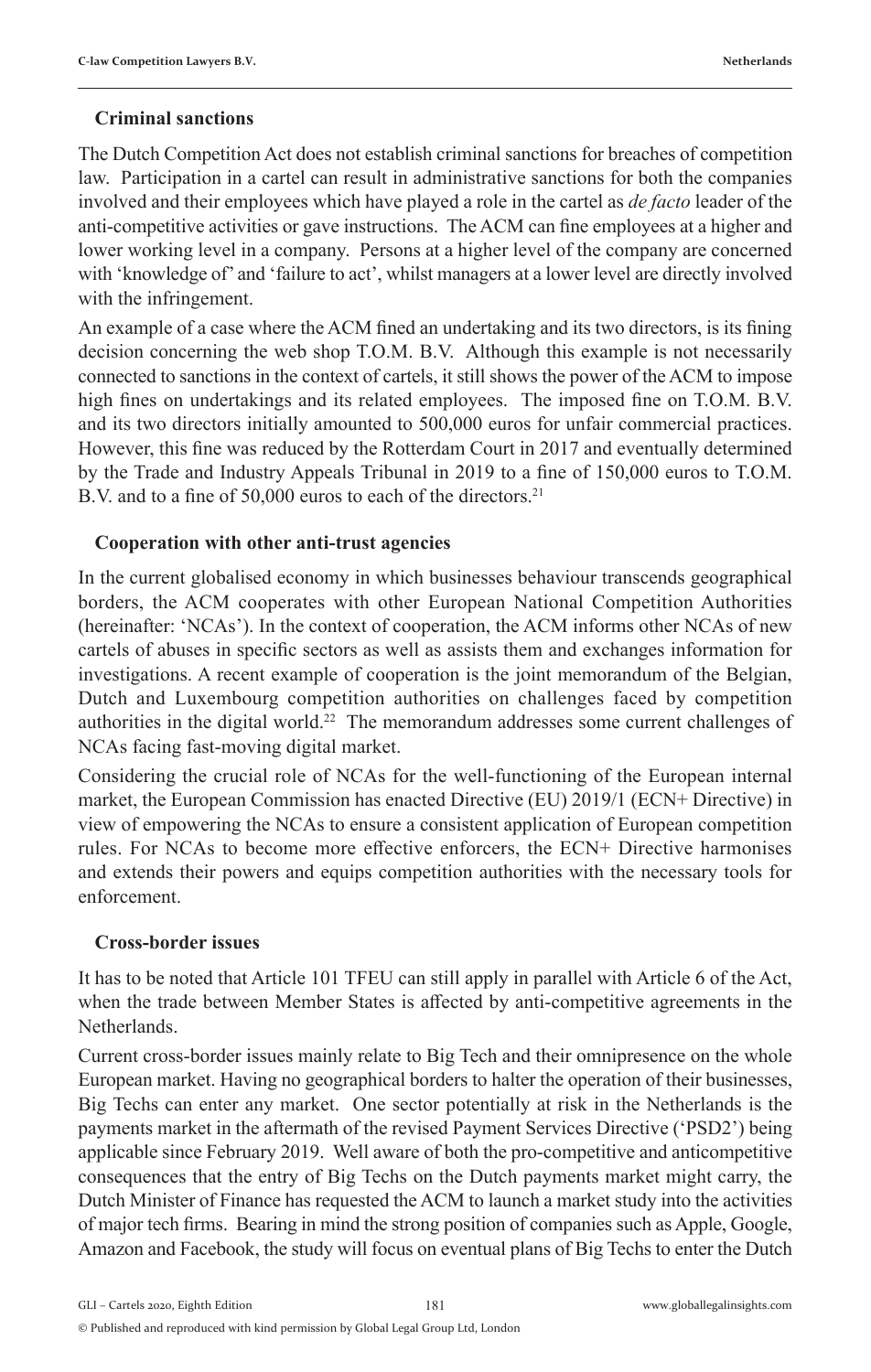### Criminal sanctions

The Dutch Competition Act does not establish criminal sanctions for breaches of competition law. Participation in a cartel can result in administrative sanctions for both the companies involved and their employees which have played a role in the cartel as *de facto* leader of the anti-competitive activities or gave instructions. The ACM can fine employees at a higher and lower working level in a company. Persons at a higher level of the company are concerned with 'knowledge of' and 'failure to act', whilst managers at a lower level are directly involved with the infringement.

An example of a case where the ACM fined an undertaking and its two directors, is its fining decision concerning the web shop T.O.M. B.V. Although this example is not necessarily connected to sanctions in the context of cartels, it still shows the power of the ACM to impose high fines on undertakings and its related employees. The imposed fine on T.O.M. B.V. and its two directors initially amounted to 500,000 euros for unfair commercial practices. However, this fine was reduced by the Rotterdam Court in 2017 and eventually determined by the Trade and Industry Appeals Tribunal in 2019 to a fine of 150,000 euros to T.O.M. B.V. and to a fine of 50,000 euros to each of the directors.[21]

### Cooperation with other anti-trust agencies

In the current globalised economy in which businesses behaviour transcends geographical borders, the ACM cooperates with other European National Competition Authorities (hereinafter: 'NCAs'). In the context of cooperation, the ACM informs other NCAs of new cartels of abuses in specific sectors as well as assists them and exchanges information for investigations. A recent example of cooperation is the joint memorandum of the Belgian, Dutch and Luxembourg competition authorities on challenges faced by competition authorities in the digital world.[22] The memorandum addresses some current challenges of NCAs facing fast-moving digital market.

Considering the crucial role of NCAs for the well-functioning of the European internal market, the European Commission has enacted Directive (EU) 2019/1 (ECN+ Directive) in view of empowering the NCAs to ensure a consistent application of European competition rules. For NCAs to become more effective enforcers, the ECN+ Directive harmonises and extends their powers and equips competition authorities with the necessary tools for enforcement.

### Cross-border issues

It has to be noted that Article 101 TFEU can still apply in parallel with Article 6 of the Act, when the trade between Member States is affected by anti-competitive agreements in the Netherlands.

Current cross-border issues mainly relate to Big Tech and their omnipresence on the whole European market. Having no geographical borders to halter the operation of their businesses, Big Techs can enter any market. One sector potentially at risk in the Netherlands is the payments market in the aftermath of the revised Payment Services Directive ('PSD2') being applicable since February 2019. Well aware of both the pro-competitive and anticompetitive consequences that the entry of Big Techs on the Dutch payments market might carry, the Dutch Minister of Finance has requested the ACM to launch a market study into the activities of major tech firms. Bearing in mind the strong position of companies such as Apple, Google, Amazon and Facebook, the study will focus on eventual plans of Big Techs to enter the Dutch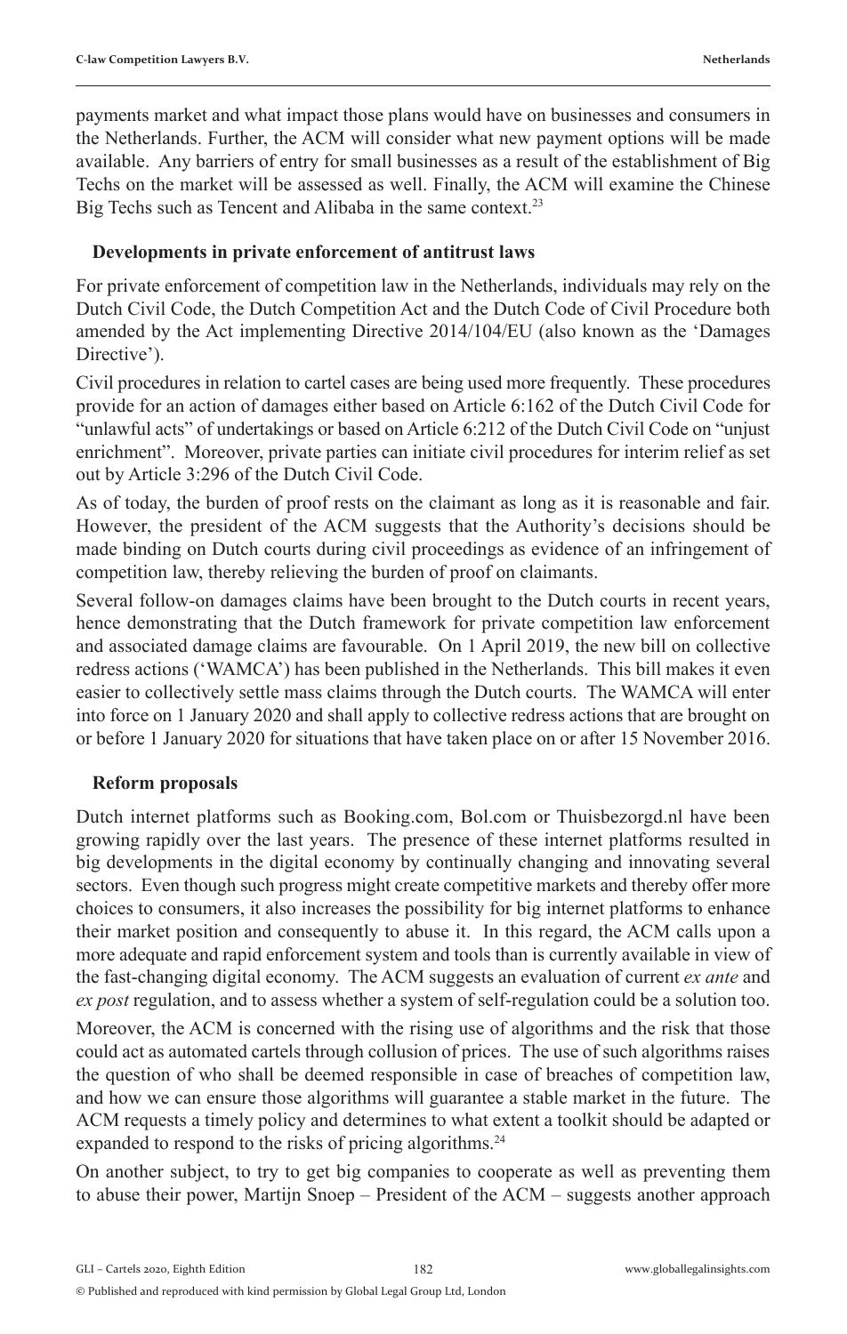payments market and what impact those plans would have on businesses and consumers in the Netherlands. Further, the ACM will consider what new payment options will be made available. Any barriers of entry for small businesses as a result of the establishment of Big Techs on the market will be assessed as well. Finally, the ACM will examine the Chinese Big Techs such as Tencent and Alibaba in the same context.[23]

## Developments in private enforcement of antitrust laws

For private enforcement of competition law in the Netherlands, individuals may rely on the Dutch Civil Code, the Dutch Competition Act and the Dutch Code of Civil Procedure both amended by the Act implementing Directive 2014/104/EU (also known as the 'Damages Directive').

Civil procedures in relation to cartel cases are being used more frequently. These procedures provide for an action of damages either based on Article 6:162 of the Dutch Civil Code for "unlawful acts" of undertakings or based on Article 6:212 of the Dutch Civil Code on "unjust enrichment". Moreover, private parties can initiate civil procedures for interim relief as set out by Article 3:296 of the Dutch Civil Code.

As of today, the burden of proof rests on the claimant as long as it is reasonable and fair. However, the president of the ACM suggests that the Authority's decisions should be made binding on Dutch courts during civil proceedings as evidence of an infringement of competition law, thereby relieving the burden of proof on claimants.

Several follow-on damages claims have been brought to the Dutch courts in recent years, hence demonstrating that the Dutch framework for private competition law enforcement and associated damage claims are favourable. On 1 April 2019, the new bill on collective redress actions ('WAMCA') has been published in the Netherlands. This bill makes it even easier to collectively settle mass claims through the Dutch courts. The WAMCA will enter into force on 1 January 2020 and shall apply to collective redress actions that are brought on or before 1 January 2020 for situations that have taken place on or after 15 November 2016.

## Reform proposals

Dutch internet platforms such as Booking.com, Bol.com or Thuisbezorgd.nl have been growing rapidly over the last years. The presence of these internet platforms resulted in big developments in the digital economy by continually changing and innovating several sectors. Even though such progress might create competitive markets and thereby offer more choices to consumers, it also increases the possibility for big internet platforms to enhance their market position and consequently to abuse it. In this regard, the ACM calls upon a more adequate and rapid enforcement system and tools than is currently available in view of the fast-changing digital economy. The ACM suggests an evaluation of current *ex ante* and *ex post* regulation, and to assess whether a system of self-regulation could be a solution too.

Moreover, the ACM is concerned with the rising use of algorithms and the risk that those could act as automated cartels through collusion of prices. The use of such algorithms raises the question of who shall be deemed responsible in case of breaches of competition law, and how we can ensure those algorithms will guarantee a stable market in the future. The ACM requests a timely policy and determines to what extent a toolkit should be adapted or expanded to respond to the risks of pricing algorithms.[24]

On another subject, to try to get big companies to cooperate as well as preventing them to abuse their power, Martijn Snoep – President of the ACM – suggests another approach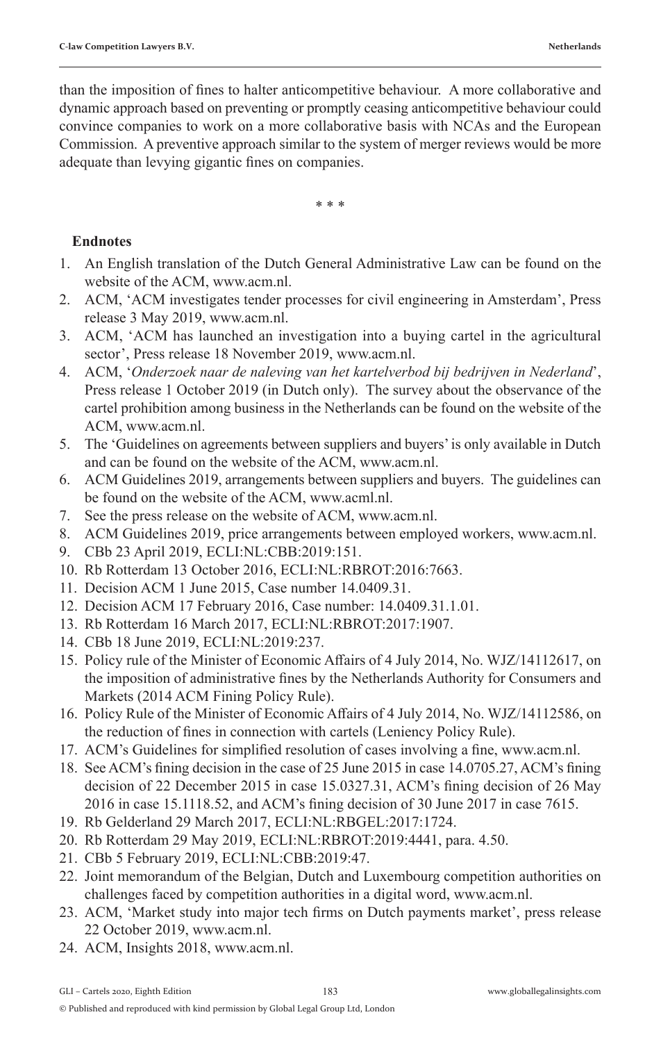than the imposition of fines to halter anticompetitive behaviour. A more collaborative and dynamic approach based on preventing or promptly ceasing anticompetitive behaviour could convince companies to work on a more collaborative basis with NCAs and the European Commission. A preventive approach similar to the system of merger reviews would be more adequate than levying gigantic fines on companies.

\* \* \*

**Endnotes**

1. An English translation of the Dutch General Administrative Law can be found on the website of the ACM, www.acm.nl.
2. ACM, 'ACM investigates tender processes for civil engineering in Amsterdam', Press release 3 May 2019, www.acm.nl.
3. ACM, 'ACM has launched an investigation into a buying cartel in the agricultural sector', Press release 18 November 2019, www.acm.nl.
4. ACM, '*Onderzoek naar de naleving van het kartelverbod bij bedrijven in Nederland*', Press release 1 October 2019 (in Dutch only). The survey about the observance of the cartel prohibition among business in the Netherlands can be found on the website of the ACM, www.acm.nl.
5. The 'Guidelines on agreements between suppliers and buyers' is only available in Dutch and can be found on the website of the ACM, www.acm.nl.
6. ACM Guidelines 2019, arrangements between suppliers and buyers. The guidelines can be found on the website of the ACM, www.acml.nl.
7. See the press release on the website of ACM, www.acm.nl.
8. ACM Guidelines 2019, price arrangements between employed workers, www.acm.nl.
9. CBb 23 April 2019, ECLI:NL:CBB:2019:151.
10. Rb Rotterdam 13 October 2016, ECLI:NL:RBROT:2016:7663.
11. Decision ACM 1 June 2015, Case number 14.0409.31.
12. Decision ACM 17 February 2016, Case number: 14.0409.31.1.01.
13. Rb Rotterdam 16 March 2017, ECLI:NL:RBROT:2017:1907.
14. CBb 18 June 2019, ECLI:NL:2019:237.
15. Policy rule of the Minister of Economic Affairs of 4 July 2014, No. WJZ/14112617, on the imposition of administrative fines by the Netherlands Authority for Consumers and Markets (2014 ACM Fining Policy Rule).
16. Policy Rule of the Minister of Economic Affairs of 4 July 2014, No. WJZ/14112586, on the reduction of fines in connection with cartels (Leniency Policy Rule).
17. ACM's Guidelines for simplified resolution of cases involving a fine, www.acm.nl.
18. See ACM's fining decision in the case of 25 June 2015 in case 14.0705.27, ACM's fining decision of 22 December 2015 in case 15.0327.31, ACM's fining decision of 26 May 2016 in case 15.1118.52, and ACM's fining decision of 30 June 2017 in case 7615.
19. Rb Gelderland 29 March 2017, ECLI:NL:RBGEL:2017:1724.
20. Rb Rotterdam 29 May 2019, ECLI:NL:RBROT:2019:4441, para. 4.50.
21. CBb 5 February 2019, ECLI:NL:CBB:2019:47.
22. Joint memorandum of the Belgian, Dutch and Luxembourg competition authorities on challenges faced by competition authorities in a digital word, www.acm.nl.
23. ACM, 'Market study into major tech firms on Dutch payments market', press release 22 October 2019, www.acm.nl.
24. ACM, Insights 2018, www.acm.nl.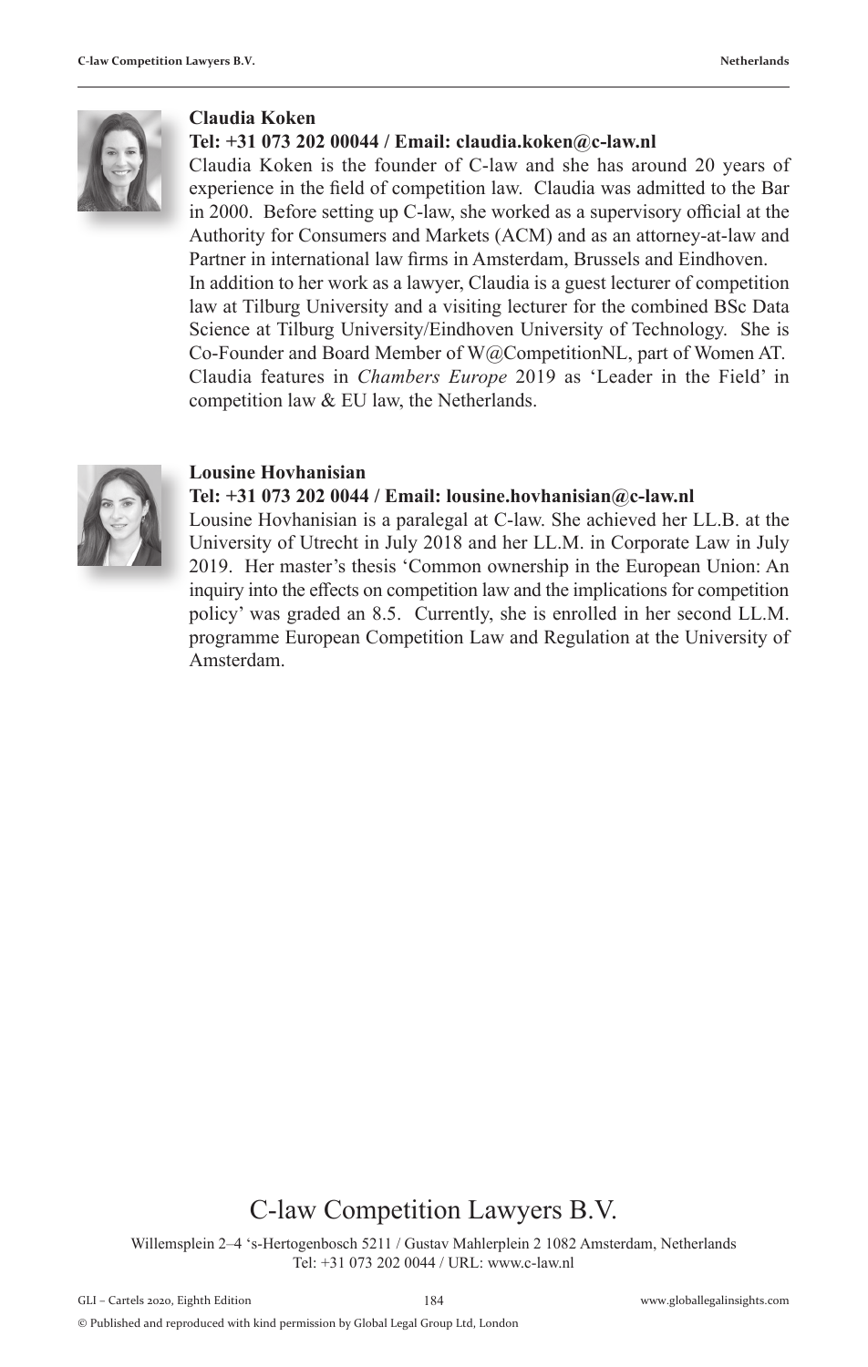**Claudia Koken**

**Tel: +31 073 202 00044 / Email: claudia.koken@c-law.nl**

Claudia Koken is the founder of C-law and she has around 20 years of experience in the field of competition law. Claudia was admitted to the Bar in 2000. Before setting up C-law, she worked as a supervisory official at the Authority for Consumers and Markets (ACM) and as an attorney-at-law and Partner in international law firms in Amsterdam, Brussels and Eindhoven.

In addition to her work as a lawyer, Claudia is a guest lecturer of competition law at Tilburg University and a visiting lecturer for the combined BSc Data Science at Tilburg University/Eindhoven University of Technology. She is Co-Founder and Board Member of W@CompetitionNL, part of Women AT.

Claudia features in *Chambers Europe* 2019 as 'Leader in the Field' in competition law & EU law, the Netherlands.

**Lousine Hovhanisian**

**Tel: +31 073 202 0044 / Email: lousine.hovhanisian@c-law.nl**

Lousine Hovhanisian is a paralegal at C-law. She achieved her LL.B. at the University of Utrecht in July 2018 and her LL.M. in Corporate Law in July 2019. Her master's thesis 'Common ownership in the European Union: An inquiry into the effects on competition law and the implications for competition policy' was graded an 8.5. Currently, she is enrolled in her second LL.M. programme European Competition Law and Regulation at the University of Amsterdam.

# C-law Competition Lawyers B.V.

Willemsplein 2–4 's-Hertogenbosch 5211 / Gustav Mahlerplein 2 1082 Amsterdam, Netherlands
Tel: +31 073 202 0044 / URL: www.c-law.nl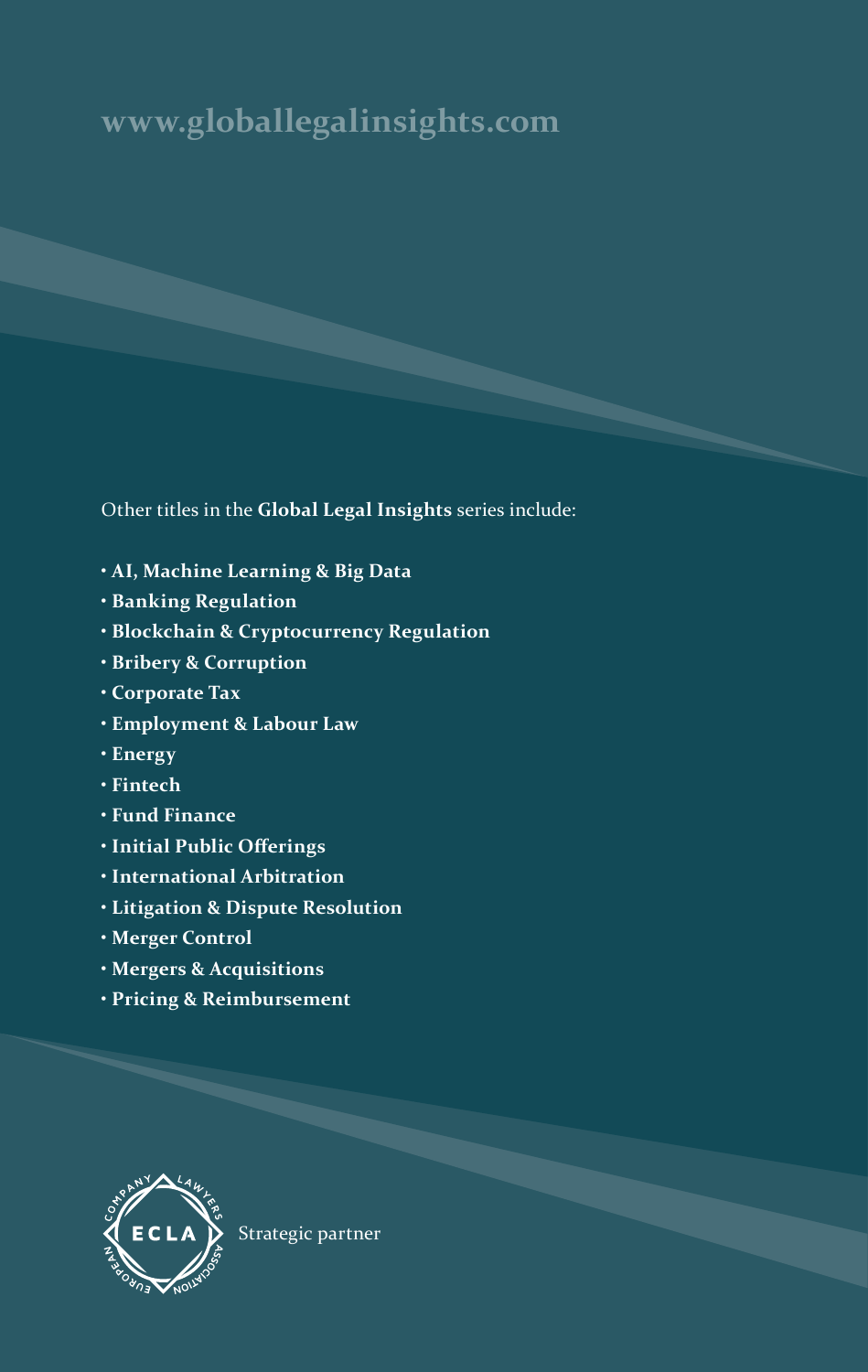www.globallegalinsights.com

Other titles in the **Global Legal Insights** series include:

- **AI, Machine Learning & Big Data**
- **Banking Regulation**
- **Blockchain & Cryptocurrency Regulation**
- **Bribery & Corruption**
- **Corporate Tax**
- **Employment & Labour Law**
- **Energy**
- **Fintech**
- **Fund Finance**
- **Initial Public Offerings**
- **International Arbitration**
- **Litigation & Dispute Resolution**
- **Merger Control**
- **Mergers & Acquisitions**
- **Pricing & Reimbursement**

ECLA European Company Lawyers Association

Strategic partner